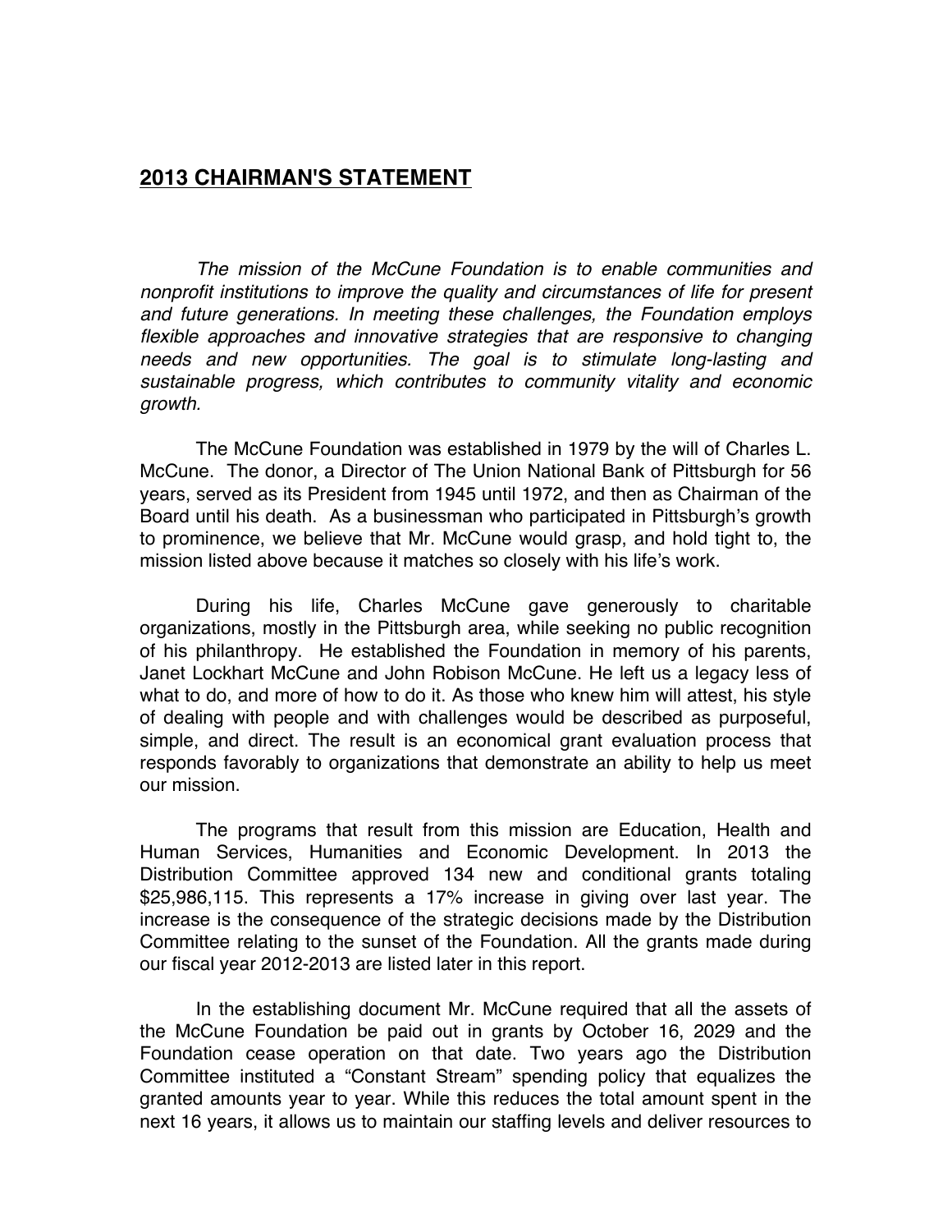## **2013 CHAIRMAN'S STATEMENT**

*The mission of the McCune Foundation is to enable communities and nonprofit institutions to improve the quality and circumstances of life for present and future generations. In meeting these challenges, the Foundation employs flexible approaches and innovative strategies that are responsive to changing needs and new opportunities. The goal is to stimulate long-lasting and sustainable progress, which contributes to community vitality and economic growth.*

The McCune Foundation was established in 1979 by the will of Charles L. McCune. The donor, a Director of The Union National Bank of Pittsburgh for 56 years, served as its President from 1945 until 1972, and then as Chairman of the Board until his death. As a businessman who participated in Pittsburgh's growth to prominence, we believe that Mr. McCune would grasp, and hold tight to, the mission listed above because it matches so closely with his life's work.

During his life, Charles McCune gave generously to charitable organizations, mostly in the Pittsburgh area, while seeking no public recognition of his philanthropy. He established the Foundation in memory of his parents, Janet Lockhart McCune and John Robison McCune. He left us a legacy less of what to do, and more of how to do it. As those who knew him will attest, his style of dealing with people and with challenges would be described as purposeful, simple, and direct. The result is an economical grant evaluation process that responds favorably to organizations that demonstrate an ability to help us meet our mission.

The programs that result from this mission are Education, Health and Human Services, Humanities and Economic Development. In 2013 the Distribution Committee approved 134 new and conditional grants totaling $25,986,115. This represents a 17% increase in giving over last year. The increase is the consequence of the strategic decisions made by the Distribution Committee relating to the sunset of the Foundation. All the grants made during our fiscal year 2012-2013 are listed later in this report.

In the establishing document Mr. McCune required that all the assets of the McCune Foundation be paid out in grants by October 16, 2029 and the Foundation cease operation on that date. Two years ago the Distribution Committee instituted a "Constant Stream" spending policy that equalizes the granted amounts year to year. While this reduces the total amount spent in the next 16 years, it allows us to maintain our staffing levels and deliver resources to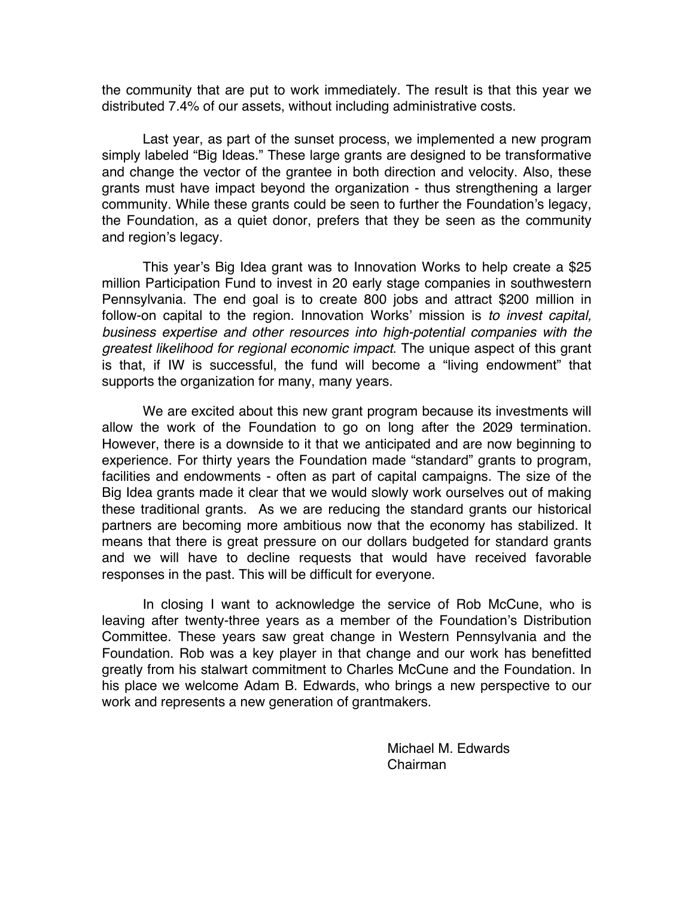the community that are put to work immediately. The result is that this year we distributed 7.4% of our assets, without including administrative costs.

Last year, as part of the sunset process, we implemented a new program simply labeled "Big Ideas." These large grants are designed to be transformative and change the vector of the grantee in both direction and velocity. Also, these grants must have impact beyond the organization - thus strengthening a larger community. While these grants could be seen to further the Foundation's legacy, the Foundation, as a quiet donor, prefers that they be seen as the community and region's legacy.

This year's Big Idea grant was to Innovation Works to help create a $25 million Participation Fund to invest in 20 early stage companies in southwestern Pennsylvania. The end goal is to create 800 jobs and attract $200 million in follow-on capital to the region. Innovation Works' mission is *to invest capital, business expertise and other resources into high-potential companies with the greatest likelihood for regional economic impact*. The unique aspect of this grant is that, if IW is successful, the fund will become a "living endowment" that supports the organization for many, many years.

We are excited about this new grant program because its investments will allow the work of the Foundation to go on long after the 2029 termination. However, there is a downside to it that we anticipated and are now beginning to experience. For thirty years the Foundation made "standard" grants to program, facilities and endowments - often as part of capital campaigns. The size of the Big Idea grants made it clear that we would slowly work ourselves out of making these traditional grants. As we are reducing the standard grants our historical partners are becoming more ambitious now that the economy has stabilized. It means that there is great pressure on our dollars budgeted for standard grants and we will have to decline requests that would have received favorable responses in the past. This will be difficult for everyone.

In closing I want to acknowledge the service of Rob McCune, who is leaving after twenty-three years as a member of the Foundation's Distribution Committee. These years saw great change in Western Pennsylvania and the Foundation. Rob was a key player in that change and our work has benefitted greatly from his stalwart commitment to Charles McCune and the Foundation. In his place we welcome Adam B. Edwards, who brings a new perspective to our work and represents a new generation of grantmakers.

Michael M. Edwards
Chairman